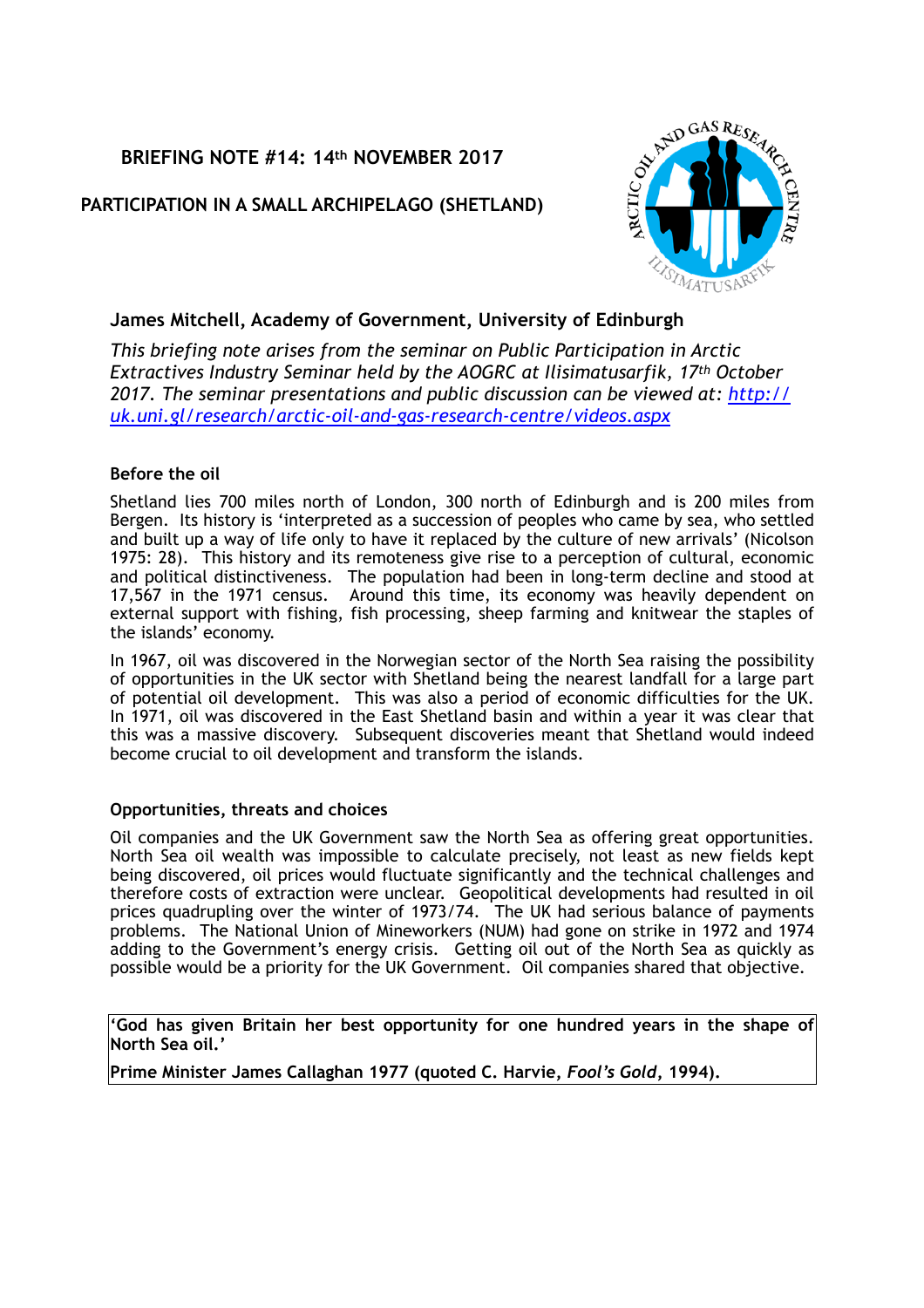# BRIEFING NOTE #14: 14th NOVEMBER 2017

## PARTICIPATION IN A SMALL ARCHIPELAGO (SHETLAND)

### James Mitchell, Academy of Government, University of Edinburgh

*This briefing note arises from the seminar on Public Participation in Arctic Extractives Industry Seminar held by the AOGRC at Ilisimatusarfik, 17th October 2017. The seminar presentations and public discussion can be viewed at: [http://uk.uni.gl/research/arctic-oil-and-gas-research-centre/videos.aspx](http://uk.uni.gl/research/arctic-oil-and-gas-research-centre/videos.aspx)*

**Before the oil**

Shetland lies 700 miles north of London, 300 north of Edinburgh and is 200 miles from Bergen. Its history is 'interpreted as a succession of peoples who came by sea, who settled and built up a way of life only to have it replaced by the culture of new arrivals' (Nicolson 1975: 28). This history and its remoteness give rise to a perception of cultural, economic and political distinctiveness. The population had been in long-term decline and stood at 17,567 in the 1971 census. Around this time, its economy was heavily dependent on external support with fishing, fish processing, sheep farming and knitwear the staples of the islands' economy.

In 1967, oil was discovered in the Norwegian sector of the North Sea raising the possibility of opportunities in the UK sector with Shetland being the nearest landfall for a large part of potential oil development. This was also a period of economic difficulties for the UK. In 1971, oil was discovered in the East Shetland basin and within a year it was clear that this was a massive discovery. Subsequent discoveries meant that Shetland would indeed become crucial to oil development and transform the islands.

**Opportunities, threats and choices**

Oil companies and the UK Government saw the North Sea as offering great opportunities. North Sea oil wealth was impossible to calculate precisely, not least as new fields kept being discovered, oil prices would fluctuate significantly and the technical challenges and therefore costs of extraction were unclear. Geopolitical developments had resulted in oil prices quadrupling over the winter of 1973/74. The UK had serious balance of payments problems. The National Union of Mineworkers (NUM) had gone on strike in 1972 and 1974 adding to the Government's energy crisis. Getting oil out of the North Sea as quickly as possible would be a priority for the UK Government. Oil companies shared that objective.

> **'God has given Britain her best opportunity for one hundred years in the shape of North Sea oil.'**
>
> **Prime Minister James Callaghan 1977 (quoted C. Harvie, *Fool's Gold*, 1994).**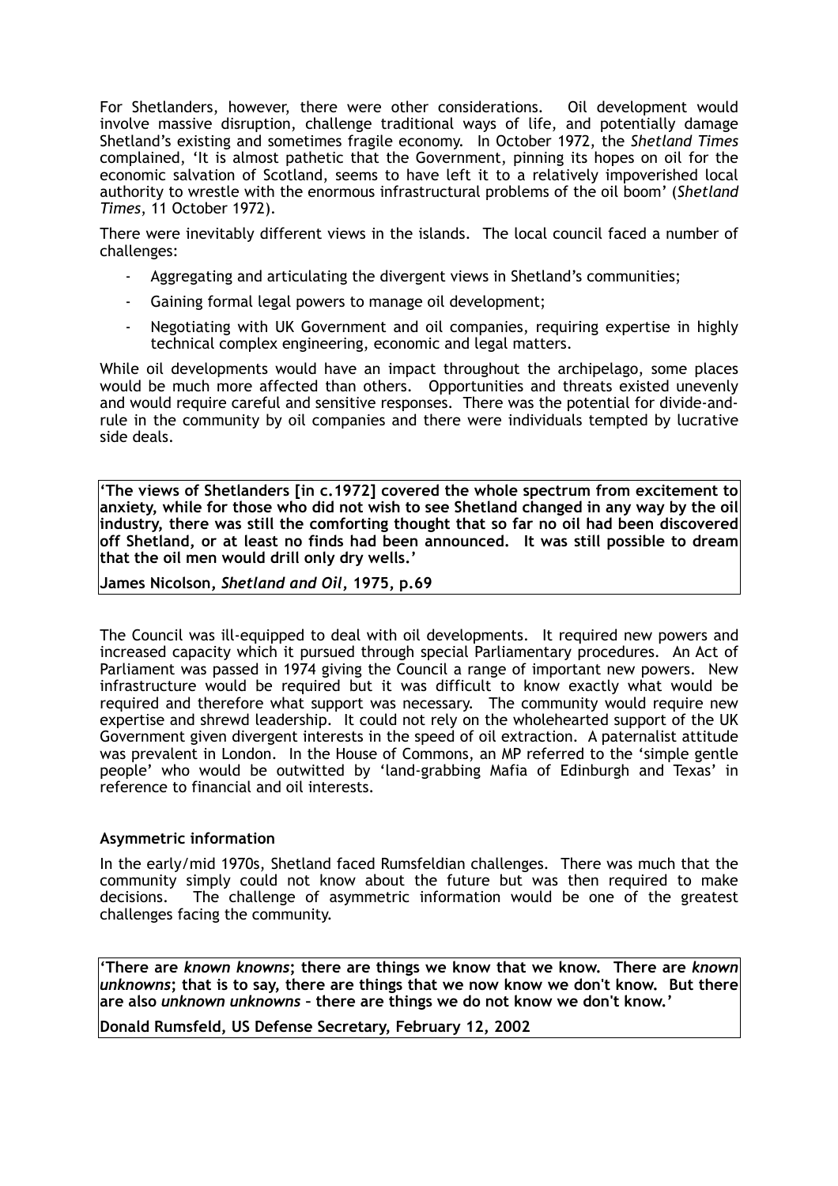For Shetlanders, however, there were other considerations. Oil development would involve massive disruption, challenge traditional ways of life, and potentially damage Shetland's existing and sometimes fragile economy. In October 1972, the *Shetland Times* complained, 'It is almost pathetic that the Government, pinning its hopes on oil for the economic salvation of Scotland, seems to have left it to a relatively impoverished local authority to wrestle with the enormous infrastructural problems of the oil boom' (*Shetland Times*, 11 October 1972).

There were inevitably different views in the islands. The local council faced a number of challenges:

- Aggregating and articulating the divergent views in Shetland's communities;
- Gaining formal legal powers to manage oil development;
- Negotiating with UK Government and oil companies, requiring expertise in highly technical complex engineering, economic and legal matters.

While oil developments would have an impact throughout the archipelago, some places would be much more affected than others. Opportunities and threats existed unevenly and would require careful and sensitive responses. There was the potential for divide-and-rule in the community by oil companies and there were individuals tempted by lucrative side deals.

> **'The views of Shetlanders [in c.1972] covered the whole spectrum from excitement to anxiety, while for those who did not wish to see Shetland changed in any way by the oil industry, there was still the comforting thought that so far no oil had been discovered off Shetland, or at least no finds had been announced. It was still possible to dream that the oil men would drill only dry wells.'**
>
> **James Nicolson, *Shetland and Oil*, 1975, p.69**

The Council was ill-equipped to deal with oil developments. It required new powers and increased capacity which it pursued through special Parliamentary procedures. An Act of Parliament was passed in 1974 giving the Council a range of important new powers. New infrastructure would be required but it was difficult to know exactly what would be required and therefore what support was necessary. The community would require new expertise and shrewd leadership. It could not rely on the wholehearted support of the UK Government given divergent interests in the speed of oil extraction. A paternalist attitude was prevalent in London. In the House of Commons, an MP referred to the 'simple gentle people' who would be outwitted by 'land-grabbing Mafia of Edinburgh and Texas' in reference to financial and oil interests.

### Asymmetric information

In the early/mid 1970s, Shetland faced Rumsfeldian challenges. There was much that the community simply could not know about the future but was then required to make decisions. The challenge of asymmetric information would be one of the greatest challenges facing the community.

> **'There are *known knowns*; there are things we know that we know. There are *known unknowns*; that is to say, there are things that we now know we don't know. But there are also *unknown unknowns* – there are things we do not know we don't know.'**
>
> **Donald Rumsfeld, US Defense Secretary, February 12, 2002**